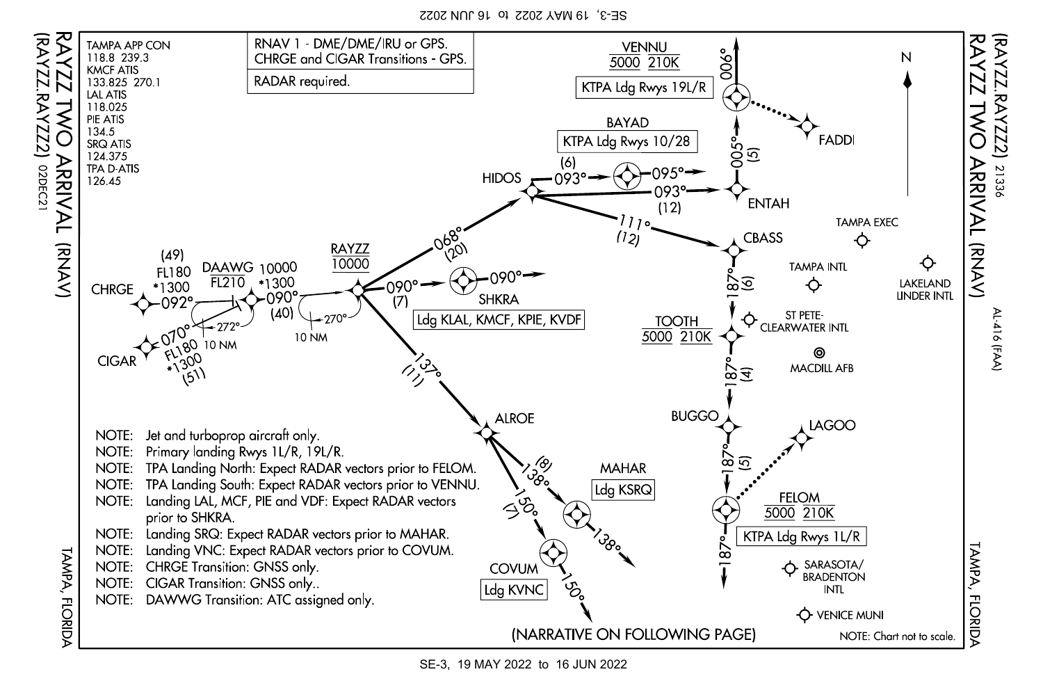# RAYZZ TWO ARRIVAL (RNAV)

(RAYZZ.RAYZZ2) 02DEC21

TAMPA, FLORIDA

TAMPA APP CON
118.8 239.3
KMCF ATIS
133.825 270.1
LAL ATIS
118.025
PIE ATIS
134.5
SRQ ATIS
124.375
TPA D-ATIS
126.45

RNAV 1 - DME/DME/IRU or GPS.
CHRGE and CIGAR Transitions - GPS.

RADAR required.

CHRGE — 092° (49) FL180 *1300 — DAAWG

CIGAR — 070° (51) FL180 *1300 — DAAWG

DAAWG FL210 — 090° (40) 10000 *1300 — RAYZZ

Holding at DAAWG: 272°, 10 NM

RAYZZ 10000

Holding at RAYZZ: 270°, 10 NM

RAYZZ — 090° (7) — SHKRA — 090°

SHKRA: Ldg KLAL, KMCF, KPIE, KVDF

RAYZZ — 068° (20) — HIDOS

HIDOS — 093° (6) — BAYAD — 095°

BAYAD: KTPA Ldg Rwys 10/28

HIDOS — 093° (12) — ENTAH

ENTAH — 005° (5) — VENNU — 006°

VENNU 5000 210K: KTPA Ldg Rwys 19L/R

VENNU ···· FADDI

HIDOS — 111° (12) — CBASS

CBASS — 187° (6) — TOOTH

TOOTH 5000 210K

TOOTH — 187° (4) — BUGGO

BUGGO — 187° (5) — FELOM — 187°

FELOM 5000 210K: KTPA Ldg Rwys 1L/R

FELOM ···· LAGOO

RAYZZ — 137° (11) — ALROE

ALROE — 138° (8) — MAHAR — 138°

MAHAR: Ldg KSRQ

ALROE — 150° (7) — COVUM — 150°

COVUM: Ldg KVNC

TAMPA EXEC, TAMPA INTL, LAKELAND LINDER INTL, ST PETE-CLEARWATER INTL, MACDILL AFB, SARASOTA/BRADENTON INTL, VENICE MUNI

NOTE: Jet and turboprop aircraft only.
NOTE: Primary landing Rwys 1L/R, 19L/R.
NOTE: TPA Landing North: Expect RADAR vectors prior to FELOM.
NOTE: TPA Landing South: Expect RADAR vectors prior to VENNU.
NOTE: Landing LAL, MCF, PIE and VDF: Expect RADAR vectors prior to SHKRA.
NOTE: Landing SRQ: Expect RADAR vectors prior to MAHAR.
NOTE: Landing VNC: Expect RADAR vectors prior to COVUM.
NOTE: CHRGE Transition: GNSS only.
NOTE: CIGAR Transition: GNSS only..
NOTE: DAWWG Transition: ATC assigned only.

(NARRATIVE ON FOLLOWING PAGE)

NOTE: Chart not to scale.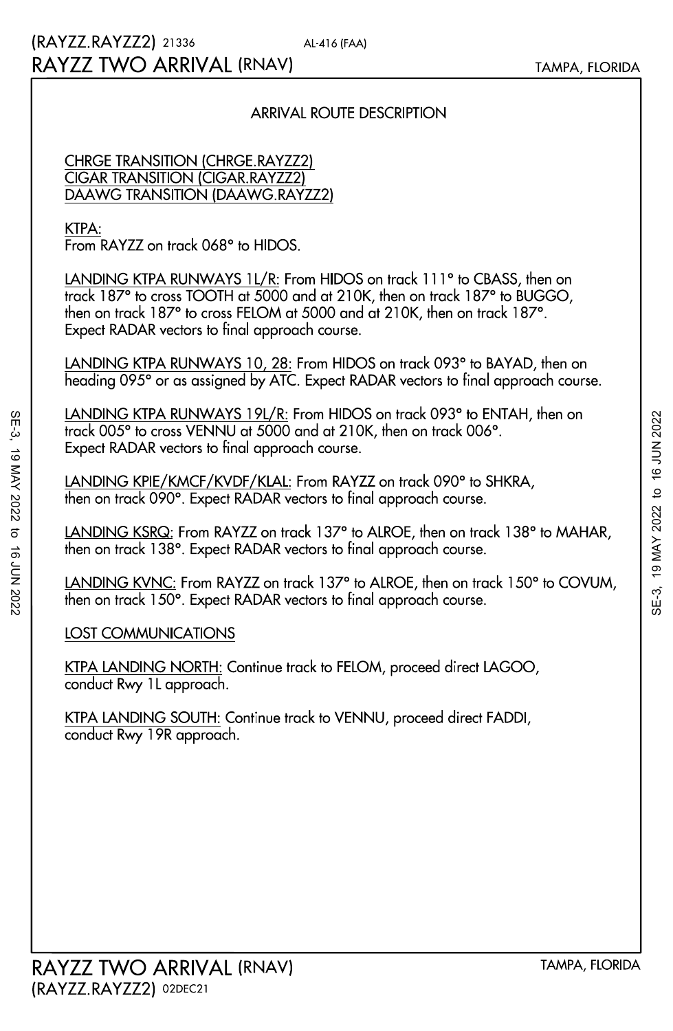# (RAYZZ.RAYZZ2) 21336

AL-416 (FAA)

# RAYZZ TWO ARRIVAL (RNAV)

TAMPA, FLORIDA

## ARRIVAL ROUTE DESCRIPTION

CHRGE TRANSITION (CHRGE.RAYZZ2)
CIGAR TRANSITION (CIGAR.RAYZZ2)
DAAWG TRANSITION (DAAWG.RAYZZ2)

KTPA:
From RAYZZ on track 068° to HIDOS.

LANDING KTPA RUNWAYS 1L/R: From HIDOS on track 111° to CBASS, then on track 187° to cross TOOTH at 5000 and at 210K, then on track 187° to BUGGO, then on track 187° to cross FELOM at 5000 and at 210K, then on track 187°. Expect RADAR vectors to final approach course.

LANDING KTPA RUNWAYS 10, 28: From HIDOS on track 093° to BAYAD, then on heading 095° or as assigned by ATC. Expect RADAR vectors to final approach course.

LANDING KTPA RUNWAYS 19L/R: From HIDOS on track 093° to ENTAH, then on track 005° to cross VENNU at 5000 and at 210K, then on track 006°. Expect RADAR vectors to final approach course.

LANDING KPIE/KMCF/KVDF/KLAL: From RAYZZ on track 090° to SHKRA, then on track 090°. Expect RADAR vectors to final approach course.

LANDING KSRQ: From RAYZZ on track 137° to ALROE, then on track 138° to MAHAR, then on track 138°. Expect RADAR vectors to final approach course.

LANDING KVNC: From RAYZZ on track 137° to ALROE, then on track 150° to COVUM, then on track 150°. Expect RADAR vectors to final approach course.

LOST COMMUNICATIONS

KTPA LANDING NORTH: Continue track to FELOM, proceed direct LAGOO, conduct Rwy 1L approach.

KTPA LANDING SOUTH: Continue track to VENNU, proceed direct FADDI, conduct Rwy 19R approach.

SE-3, 19 MAY 2022 to 16 JUN 2022

# RAYZZ TWO ARRIVAL (RNAV)

TAMPA, FLORIDA

(RAYZZ.RAYZZ2) 02DEC21